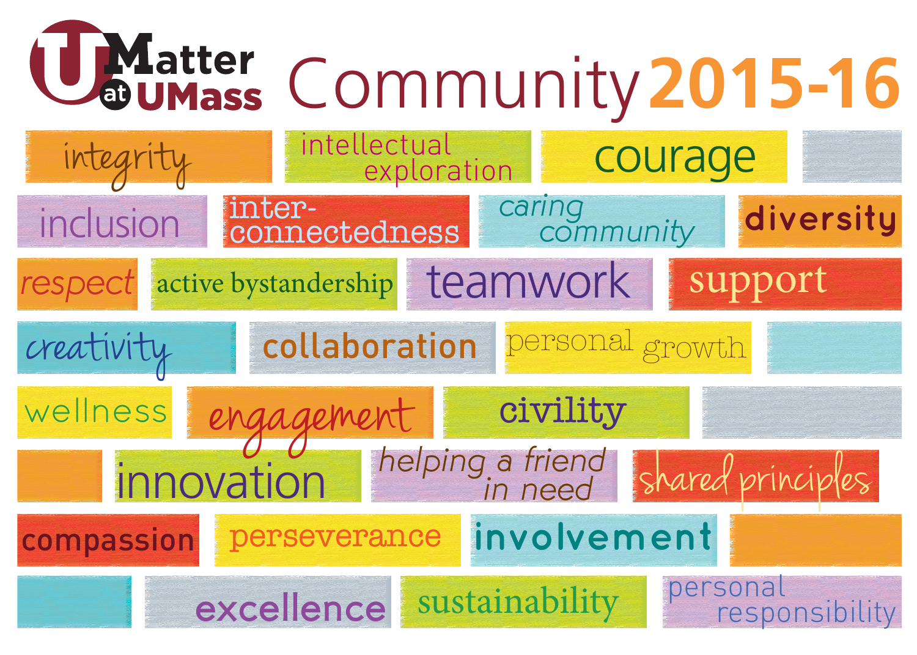# U Matter at UMass Community 2015-16

integrity

intellectual exploration

courage

inclusion

inter-connectedness

caring community

diversity

respect

active bystandership

teamwork

support

creativity

collaboration

personal growth

wellness

engagement

civility

innovation

helping a friend in need

shared principles

compassion

perseverance

involvement

excellence

sustainability

personal responsibility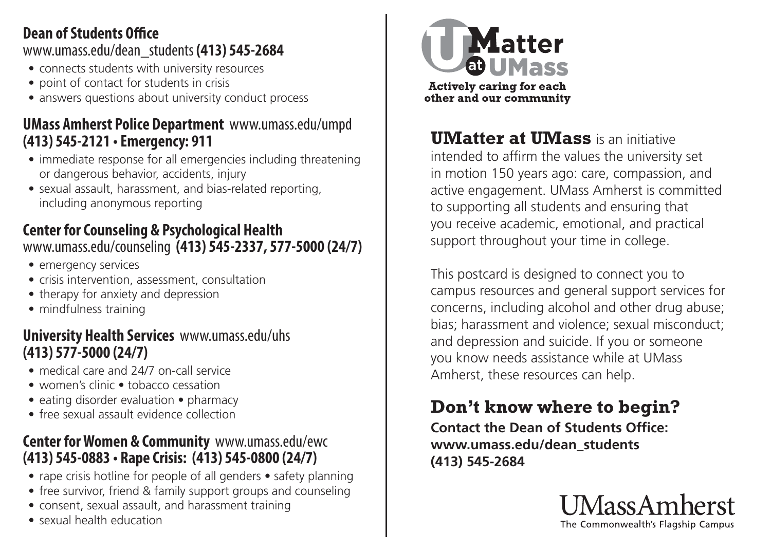## Dean of Students Office

www.umass.edu/dean_students **(413) 545-2684**

- connects students with university resources
- point of contact for students in crisis
- answers questions about university conduct process

## UMass Amherst Police Department

www.umass.edu/umpd
**(413) 545-2121 • Emergency: 911**

- immediate response for all emergencies including threatening or dangerous behavior, accidents, injury
- sexual assault, harassment, and bias-related reporting, including anonymous reporting

## Center for Counseling & Psychological Health

www.umass.edu/counseling **(413) 545-2337, 577-5000 (24/7)**

- emergency services
- crisis intervention, assessment, consultation
- therapy for anxiety and depression
- mindfulness training

## University Health Services

www.umass.edu/uhs
**(413) 577-5000 (24/7)**

- medical care and 24/7 on-call service
- women's clinic • tobacco cessation
- eating disorder evaluation • pharmacy
- free sexual assault evidence collection

## Center for Women & Community

www.umass.edu/ewc
**(413) 545-0883 • Rape Crisis: (413) 545-0800 (24/7)**

- rape crisis hotline for people of all genders • safety planning
- free survivor, friend & family support groups and counseling
- consent, sexual assault, and harassment training
- sexual health education

# UMatter at UMass

**Actively caring for each other and our community**

**UMatter at UMass** is an initiative intended to affirm the values the university set in motion 150 years ago: care, compassion, and active engagement. UMass Amherst is committed to supporting all students and ensuring that you receive academic, emotional, and practical support throughout your time in college.

This postcard is designed to connect you to campus resources and general support services for concerns, including alcohol and other drug abuse; bias; harassment and violence; sexual misconduct; and depression and suicide. If you or someone you know needs assistance while at UMass Amherst, these resources can help.

## Don't know where to begin?

**Contact the Dean of Students Office:**
**www.umass.edu/dean_students**
**(413) 545-2684**

UMassAmherst
The Commonwealth's Flagship Campus